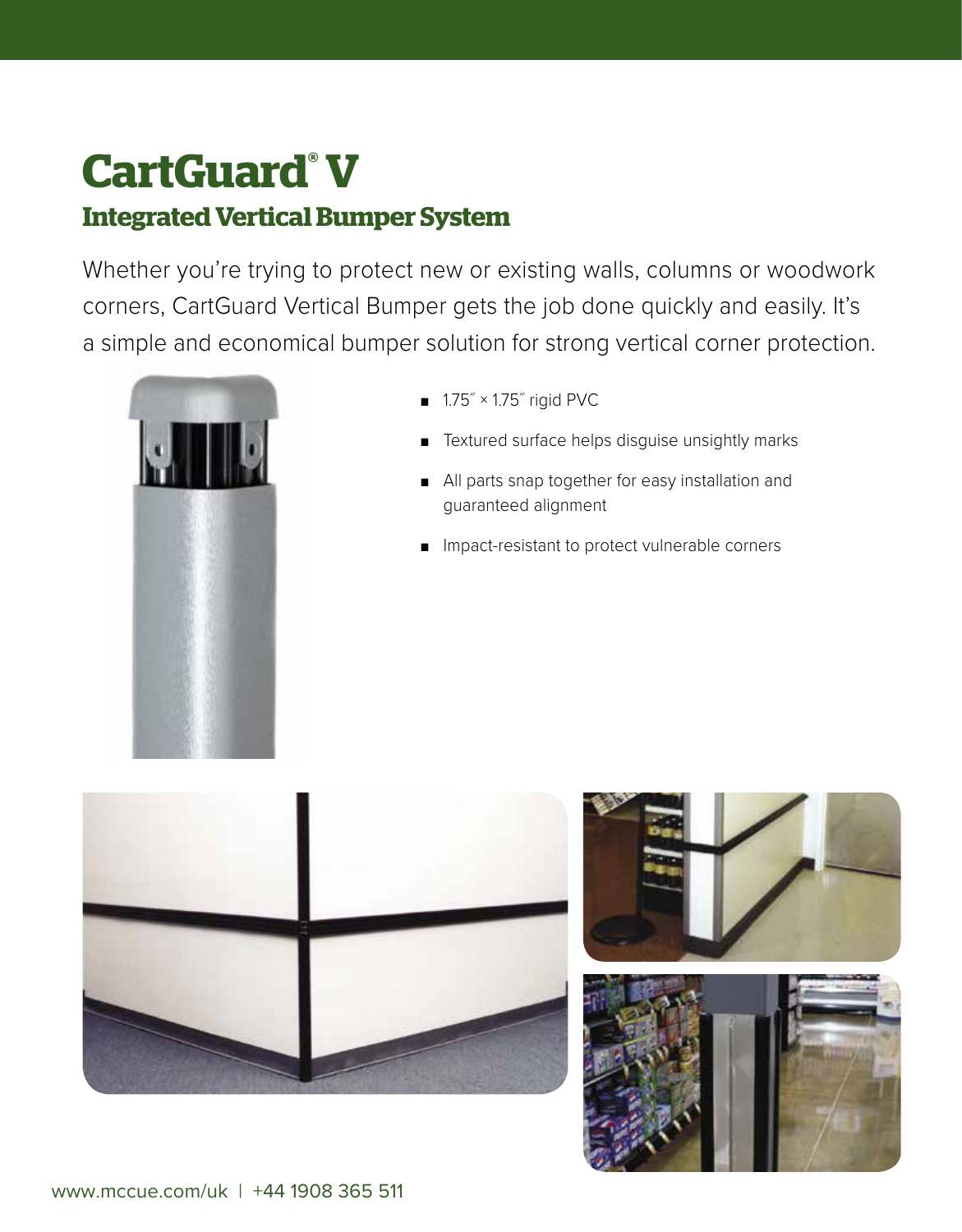# CartGuard® V

## Integrated Vertical Bumper System

Whether you're trying to protect new or existing walls, columns or woodwork corners, CartGuard Vertical Bumper gets the job done quickly and easily. It's a simple and economical bumper solution for strong vertical corner protection.

- 1.75″ × 1.75″ rigid PVC
- Textured surface helps disguise unsightly marks
- All parts snap together for easy installation and guaranteed alignment
- Impact-resistant to protect vulnerable corners

www.mccue.com/uk | +44 1908 365 511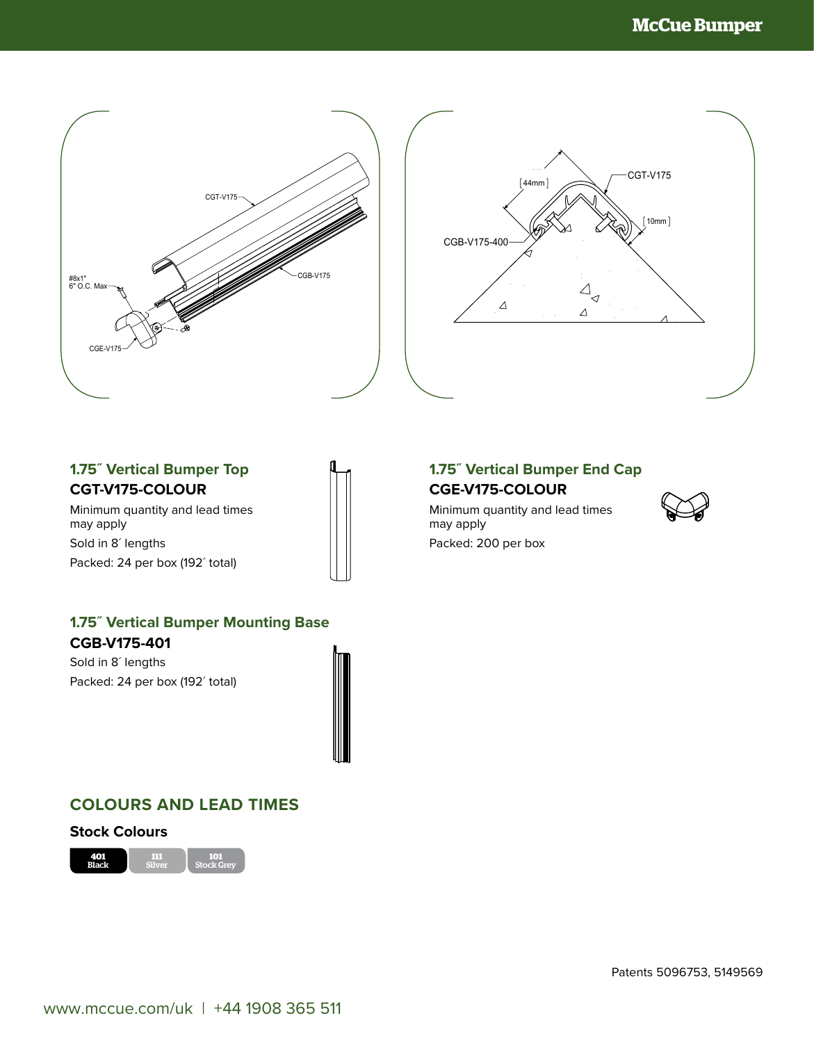CGT-V175

#8x1"
6" O.C. Max

CGB-V175

CGE-V175

[44mm]

CGT-V175

[10mm]

CGB-V175-400

### 1.75″ Vertical Bumper Top

**CGT-V175-COLOUR**

Minimum quantity and lead times may apply

Sold in 8′ lengths

Packed: 24 per box (192′ total)

### 1.75″ Vertical Bumper End Cap

**CGE-V175-COLOUR**

Minimum quantity and lead times may apply

Packed: 200 per box

### 1.75″ Vertical Bumper Mounting Base

**CGB-V175-401**

Sold in 8′ lengths

Packed: 24 per box (192′ total)

## COLOURS AND LEAD TIMES

**Stock Colours**

| 401 Black | 111 Silver | 101 Stock Grey |
|---|---|---|

Patents 5096753, 5149569

www.mccue.com/uk | +44 1908 365 511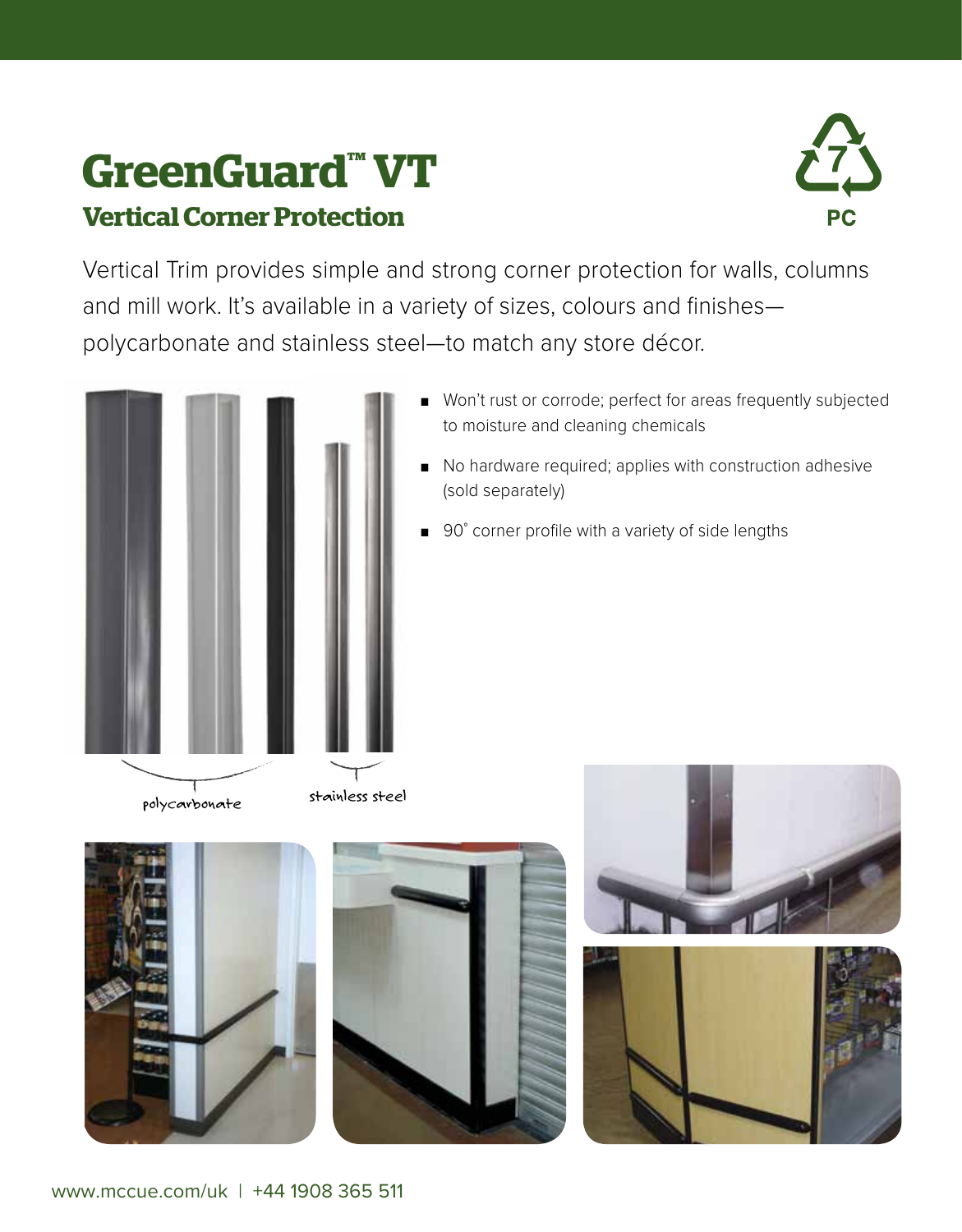# GreenGuard™ VT

## Vertical Corner Protection

7 PC

Vertical Trim provides simple and strong corner protection for walls, columns and mill work. It's available in a variety of sizes, colours and finishes—polycarbonate and stainless steel—to match any store décor.

- Won't rust or corrode; perfect for areas frequently subjected to moisture and cleaning chemicals
- No hardware required; applies with construction adhesive (sold separately)
- 90˚ corner profile with a variety of side lengths

polycarbonate

stainless steel

www.mccue.com/uk | +44 1908 365 511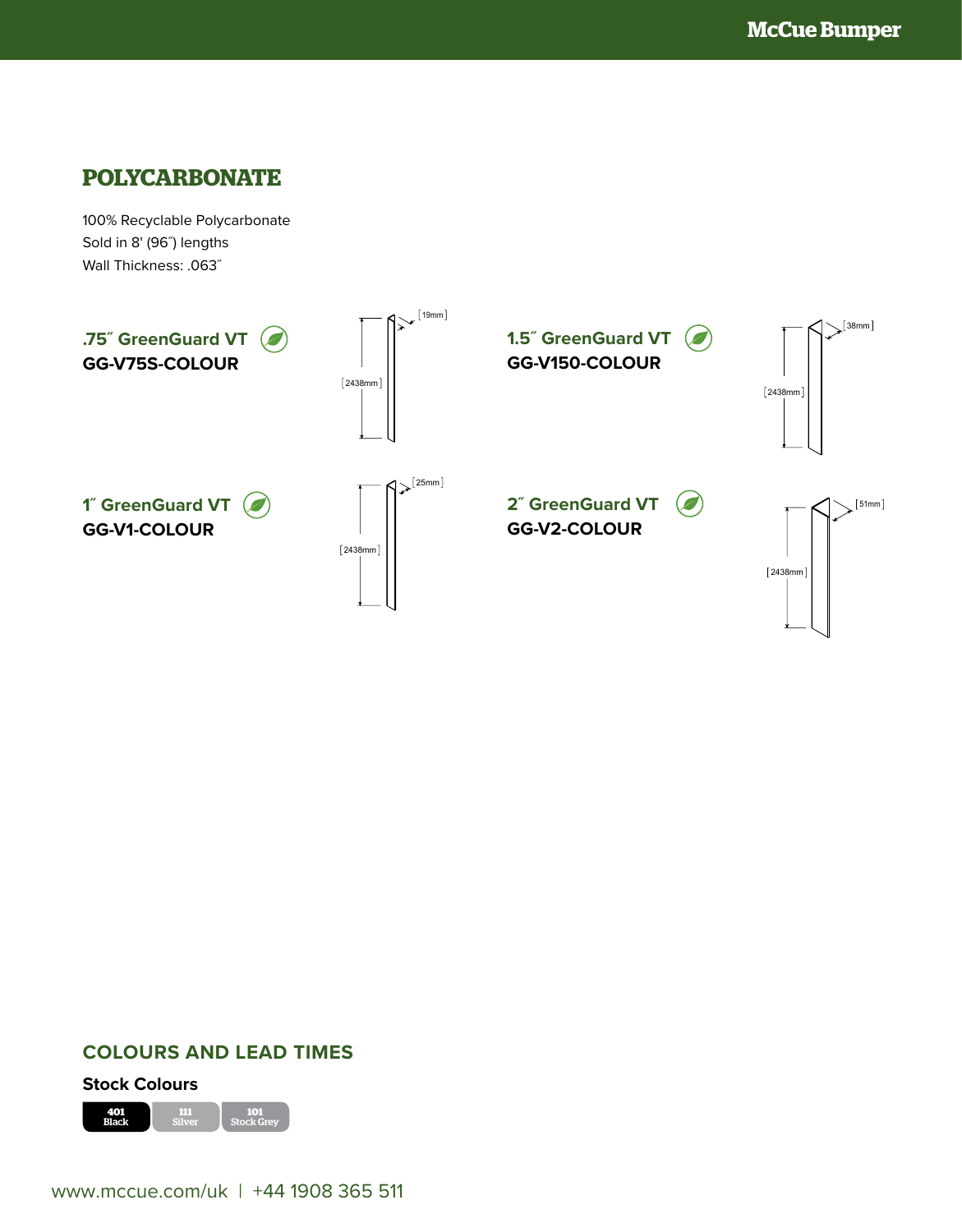## POLYCARBONATE

100% Recyclable Polycarbonate
Sold in 8' (96″) lengths
Wall Thickness: .063″

### .75″ GreenGuard VT
**GG-V75S-COLOUR**

[19mm]
[2438mm]

### 1.5″ GreenGuard VT
**GG-V150-COLOUR**

[38mm]
[2438mm]

### 1″ GreenGuard VT
**GG-V1-COLOUR**

[25mm]
[2438mm]

### 2″ GreenGuard VT
**GG-V2-COLOUR**

[51mm]
[2438mm]

## COLOURS AND LEAD TIMES

**Stock Colours**

401 Black | 111 Silver | 101 Stock Grey

www.mccue.com/uk | +44 1908 365 511